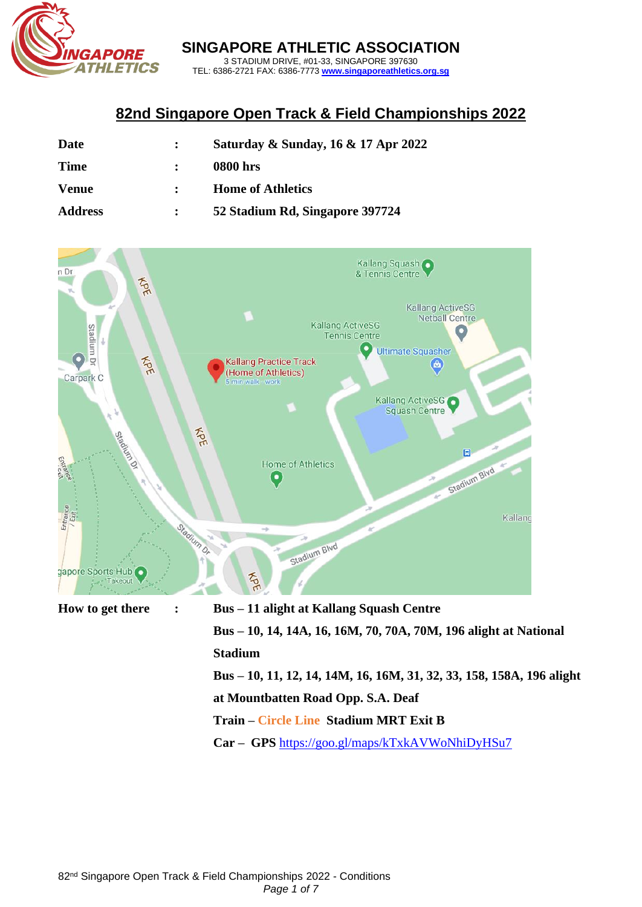# SINGAPORE ATHLETIC ASSOCIATION

3 STADIUM DRIVE, #01-33, SINGAPORE 397630
TEL: 6386-2721 FAX: 6386-7773 www.singaporeathletics.org.sg

## 82nd Singapore Open Track & Field Championships 2022

| | | |
|---|---|---|
| **Date** | **:** | **Saturday & Sunday, 16 & 17 Apr 2022** |
| **Time** | **:** | **0800 hrs** |
| **Venue** | **:** | **Home of Athletics** |
| **Address** | **:** | **52 Stadium Rd, Singapore 397724** |

**How to get there :**

**Bus – 11 alight at Kallang Squash Centre**

**Bus – 10, 14, 14A, 16, 16M, 70, 70A, 70M, 196 alight at National Stadium**

**Bus – 10, 11, 12, 14, 14M, 16, 16M, 31, 32, 33, 158, 158A, 196 alight at Mountbatten Road Opp. S.A. Deaf**

**Train – Circle Line Stadium MRT Exit B**

**Car – GPS** https://goo.gl/maps/kTxkAVWoNhiDyHSu7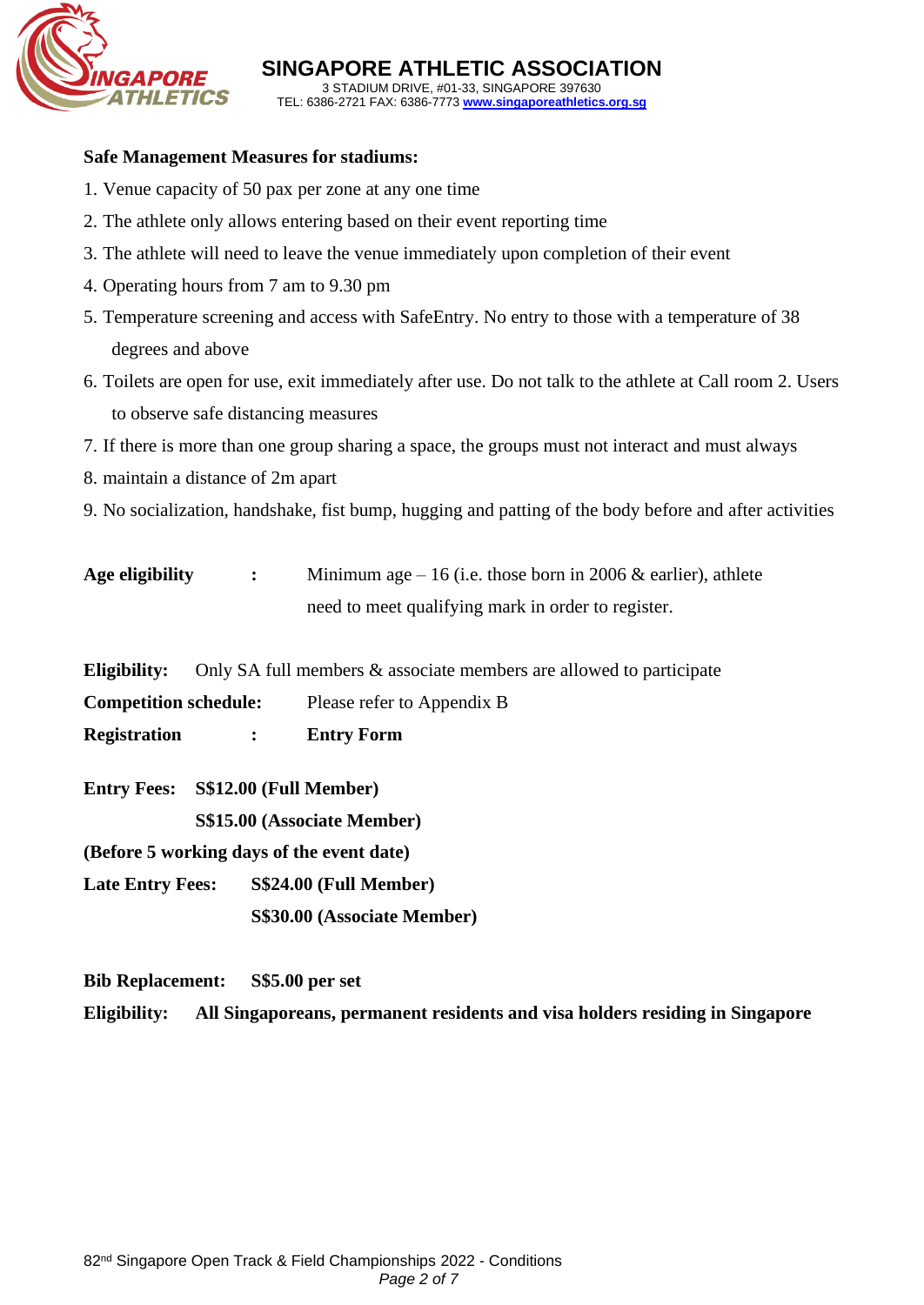# SINGAPORE ATHLETIC ASSOCIATION

3 STADIUM DRIVE, #01-33, SINGAPORE 397630
TEL: 6386-2721 FAX: 6386-7773 www.singaporeathletics.org.sg

**Safe Management Measures for stadiums:**

1. Venue capacity of 50 pax per zone at any one time
2. The athlete only allows entering based on their event reporting time
3. The athlete will need to leave the venue immediately upon completion of their event
4. Operating hours from 7 am to 9.30 pm
5. Temperature screening and access with SafeEntry. No entry to those with a temperature of 38 degrees and above
6. Toilets are open for use, exit immediately after use. Do not talk to the athlete at Call room 2. Users to observe safe distancing measures
7. If there is more than one group sharing a space, the groups must not interact and must always
8. maintain a distance of 2m apart
9. No socialization, handshake, fist bump, hugging and patting of the body before and after activities

**Age eligibility** : Minimum age – 16 (i.e. those born in 2006 & earlier), athlete need to meet qualifying mark in order to register.

**Eligibility:** Only SA full members & associate members are allowed to participate

**Competition schedule:** Please refer to Appendix B

**Registration** : **Entry Form**

**Entry Fees:** **S$12.00 (Full Member)**
**S$15.00 (Associate Member)**

**(Before 5 working days of the event date)**

**Late Entry Fees:** **S$24.00 (Full Member)**
**S$30.00 (Associate Member)**

**Bib Replacement:** **S$5.00 per set**

**Eligibility:** **All Singaporeans, permanent residents and visa holders residing in Singapore**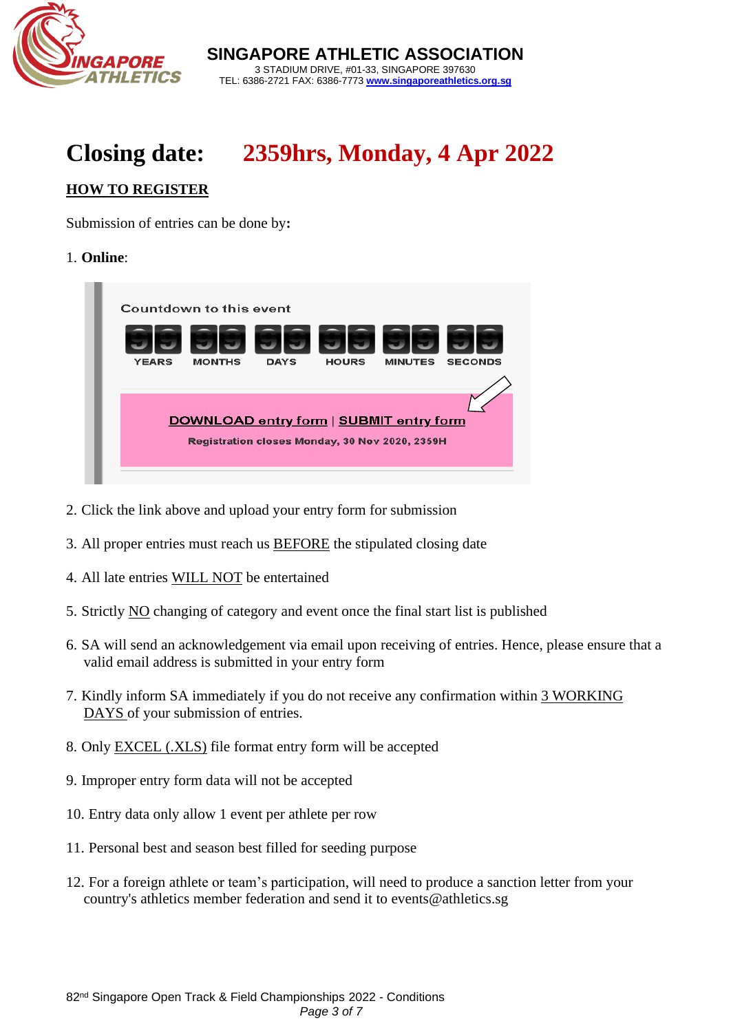SINGAPORE ATHLETIC ASSOCIATION
3 STADIUM DRIVE, #01-33, SINGAPORE 397630
TEL: 6386-2721 FAX: 6386-7773 www.singaporeathletics.org.sg

# Closing date: 2359hrs, Monday, 4 Apr 2022

**HOW TO REGISTER**

Submission of entries can be done by**:**

1. **Online**:

Countdown to this event

| 99 | 99 | 99 | 99 | 99 | 99 |
|---|---|---|---|---|---|
| YEARS | MONTHS | DAYS | HOURS | MINUTES | SECONDS |

DOWNLOAD entry form | SUBMIT entry form

Registration closes Monday, 30 Nov 2020, 2359H

2. Click the link above and upload your entry form for submission
3. All proper entries must reach us BEFORE the stipulated closing date
4. All late entries WILL NOT be entertained
5. Strictly NO changing of category and event once the final start list is published
6. SA will send an acknowledgement via email upon receiving of entries. Hence, please ensure that a valid email address is submitted in your entry form
7. Kindly inform SA immediately if you do not receive any confirmation within 3 WORKING DAYS of your submission of entries.
8. Only EXCEL (.XLS) file format entry form will be accepted
9. Improper entry form data will not be accepted
10. Entry data only allow 1 event per athlete per row
11. Personal best and season best filled for seeding purpose
12. For a foreign athlete or team's participation, will need to produce a sanction letter from your country's athletics member federation and send it to events@athletics.sg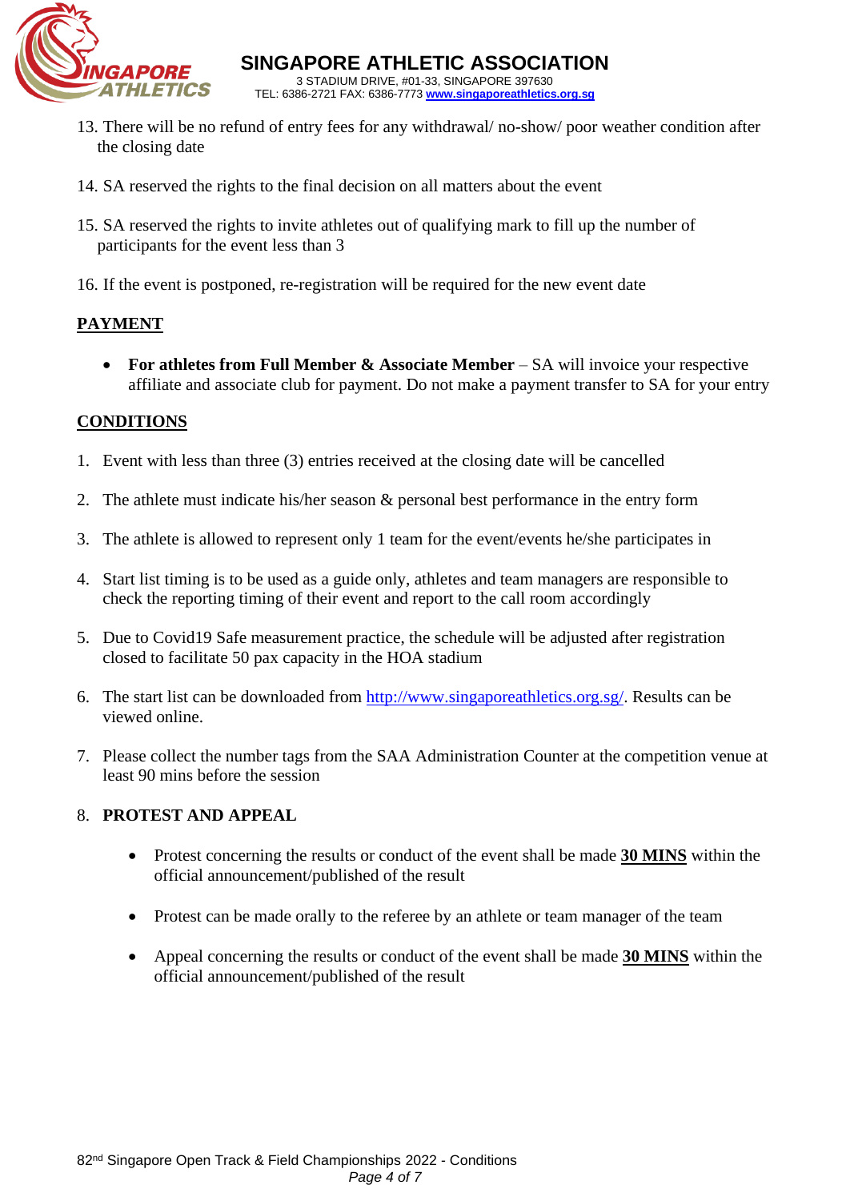13. There will be no refund of entry fees for any withdrawal/ no-show/ poor weather condition after the closing date

14. SA reserved the rights to the final decision on all matters about the event

15. SA reserved the rights to invite athletes out of qualifying mark to fill up the number of participants for the event less than 3

16. If the event is postponed, re-registration will be required for the new event date

## PAYMENT

- **For athletes from Full Member & Associate Member** – SA will invoice your respective affiliate and associate club for payment. Do not make a payment transfer to SA for your entry

## CONDITIONS

1. Event with less than three (3) entries received at the closing date will be cancelled

2. The athlete must indicate his/her season & personal best performance in the entry form

3. The athlete is allowed to represent only 1 team for the event/events he/she participates in

4. Start list timing is to be used as a guide only, athletes and team managers are responsible to check the reporting timing of their event and report to the call room accordingly

5. Due to Covid19 Safe measurement practice, the schedule will be adjusted after registration closed to facilitate 50 pax capacity in the HOA stadium

6. The start list can be downloaded from http://www.singaporeathletics.org.sg/. Results can be viewed online.

7. Please collect the number tags from the SAA Administration Counter at the competition venue at least 90 mins before the session

8. **PROTEST AND APPEAL**

   - Protest concerning the results or conduct of the event shall be made **30 MINS** within the official announcement/published of the result

   - Protest can be made orally to the referee by an athlete or team manager of the team

   - Appeal concerning the results or conduct of the event shall be made **30 MINS** within the official announcement/published of the result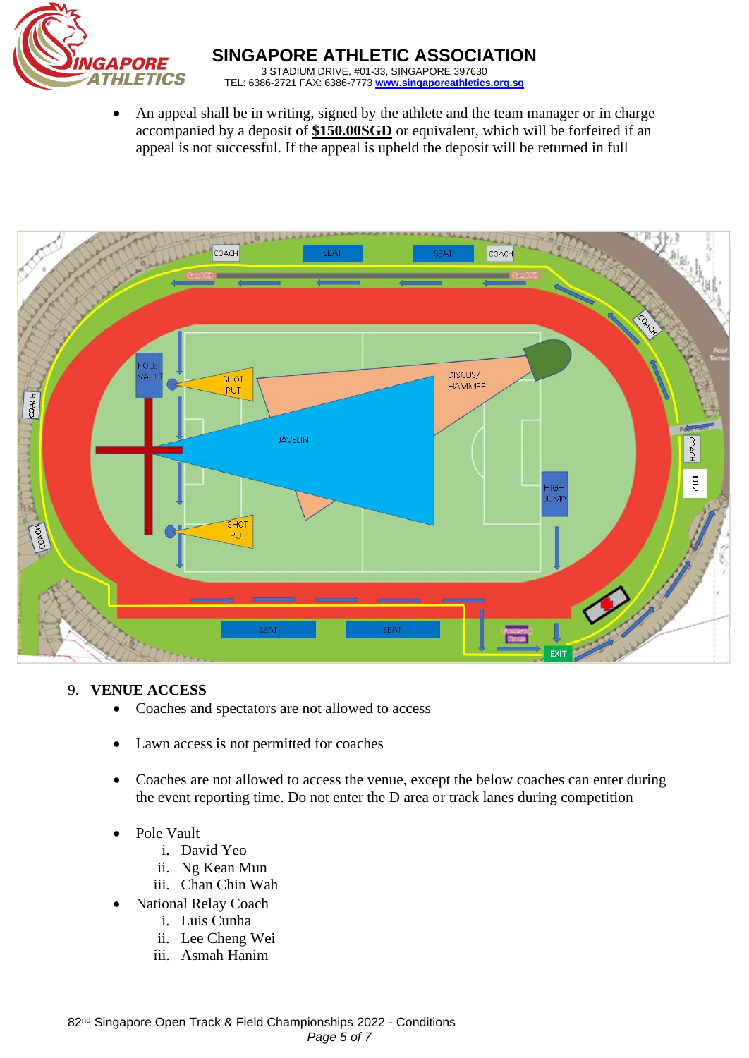- An appeal shall be in writing, signed by the athlete and the team manager or in charge accompanied by a deposit of **$150.00SGD** or equivalent, which will be forfeited if an appeal is not successful. If the appeal is upheld the deposit will be returned in full

## 9. VENUE ACCESS

- Coaches and spectators are not allowed to access
- Lawn access is not permitted for coaches
- Coaches are not allowed to access the venue, except the below coaches can enter during the event reporting time. Do not enter the D area or track lanes during competition
- Pole Vault
  - i. David Yeo
  - ii. Ng Kean Mun
  - iii. Chan Chin Wah
- National Relay Coach
  - i. Luis Cunha
  - ii. Lee Cheng Wei
  - iii. Asmah Hanim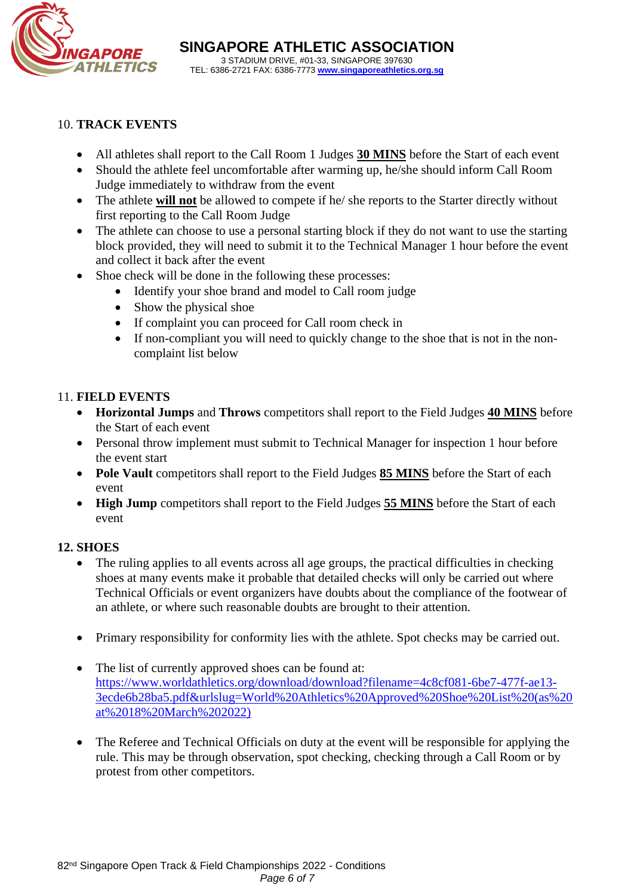10. **TRACK EVENTS**

- All athletes shall report to the Call Room 1 Judges **30 MINS** before the Start of each event
- Should the athlete feel uncomfortable after warming up, he/she should inform Call Room Judge immediately to withdraw from the event
- The athlete **will not** be allowed to compete if he/ she reports to the Starter directly without first reporting to the Call Room Judge
- The athlete can choose to use a personal starting block if they do not want to use the starting block provided, they will need to submit it to the Technical Manager 1 hour before the event and collect it back after the event
- Shoe check will be done in the following these processes:
    - Identify your shoe brand and model to Call room judge
    - Show the physical shoe
    - If complaint you can proceed for Call room check in
    - If non-compliant you will need to quickly change to the shoe that is not in the non-complaint list below

11. **FIELD EVENTS**

- **Horizontal Jumps** and **Throws** competitors shall report to the Field Judges **40 MINS** before the Start of each event
- Personal throw implement must submit to Technical Manager for inspection 1 hour before the event start
- **Pole Vault** competitors shall report to the Field Judges **85 MINS** before the Start of each event
- **High Jump** competitors shall report to the Field Judges **55 MINS** before the Start of each event

**12. SHOES**

- The ruling applies to all events across all age groups, the practical difficulties in checking shoes at many events make it probable that detailed checks will only be carried out where Technical Officials or event organizers have doubts about the compliance of the footwear of an athlete, or where such reasonable doubts are brought to their attention.

- Primary responsibility for conformity lies with the athlete. Spot checks may be carried out.

- The list of currently approved shoes can be found at: https://www.worldathletics.org/download/download?filename=4c8cf081-6be7-477f-ae13-3ecde6b28ba5.pdf&urlslug=World%20Athletics%20Approved%20Shoe%20List%20(as%20at%2018%20March%202022)

- The Referee and Technical Officials on duty at the event will be responsible for applying the rule. This may be through observation, spot checking, checking through a Call Room or by protest from other competitors.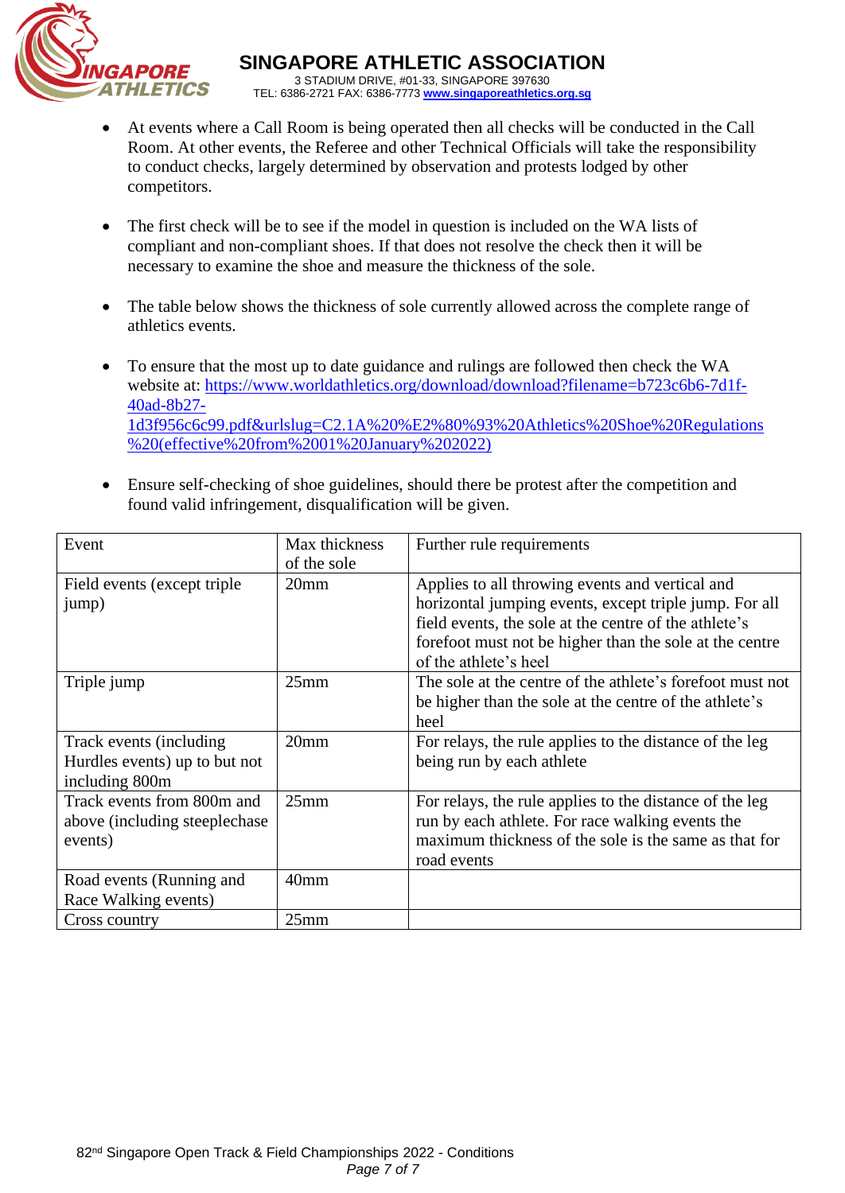- At events where a Call Room is being operated then all checks will be conducted in the Call Room. At other events, the Referee and other Technical Officials will take the responsibility to conduct checks, largely determined by observation and protests lodged by other competitors.

- The first check will be to see if the model in question is included on the WA lists of compliant and non-compliant shoes. If that does not resolve the check then it will be necessary to examine the shoe and measure the thickness of the sole.

- The table below shows the thickness of sole currently allowed across the complete range of athletics events.

- To ensure that the most up to date guidance and rulings are followed then check the WA website at: https://www.worldathletics.org/download/download?filename=b723c6b6-7d1f-40ad-8b27-1d3f956c6c99.pdf&urlslug=C2.1A%20%E2%80%93%20Athletics%20Shoe%20Regulations%20(effective%20from%2001%20January%202022)

- Ensure self-checking of shoe guidelines, should there be protest after the competition and found valid infringement, disqualification will be given.

| Event | Max thickness of the sole | Further rule requirements |
|---|---|---|
| Field events (except triple jump) | 20mm | Applies to all throwing events and vertical and horizontal jumping events, except triple jump. For all field events, the sole at the centre of the athlete's forefoot must not be higher than the sole at the centre of the athlete's heel |
| Triple jump | 25mm | The sole at the centre of the athlete's forefoot must not be higher than the sole at the centre of the athlete's heel |
| Track events (including Hurdles events) up to but not including 800m | 20mm | For relays, the rule applies to the distance of the leg being run by each athlete |
| Track events from 800m and above (including steeplechase events) | 25mm | For relays, the rule applies to the distance of the leg run by each athlete. For race walking events the maximum thickness of the sole is the same as that for road events |
| Road events (Running and Race Walking events) | 40mm | |
| Cross country | 25mm | |